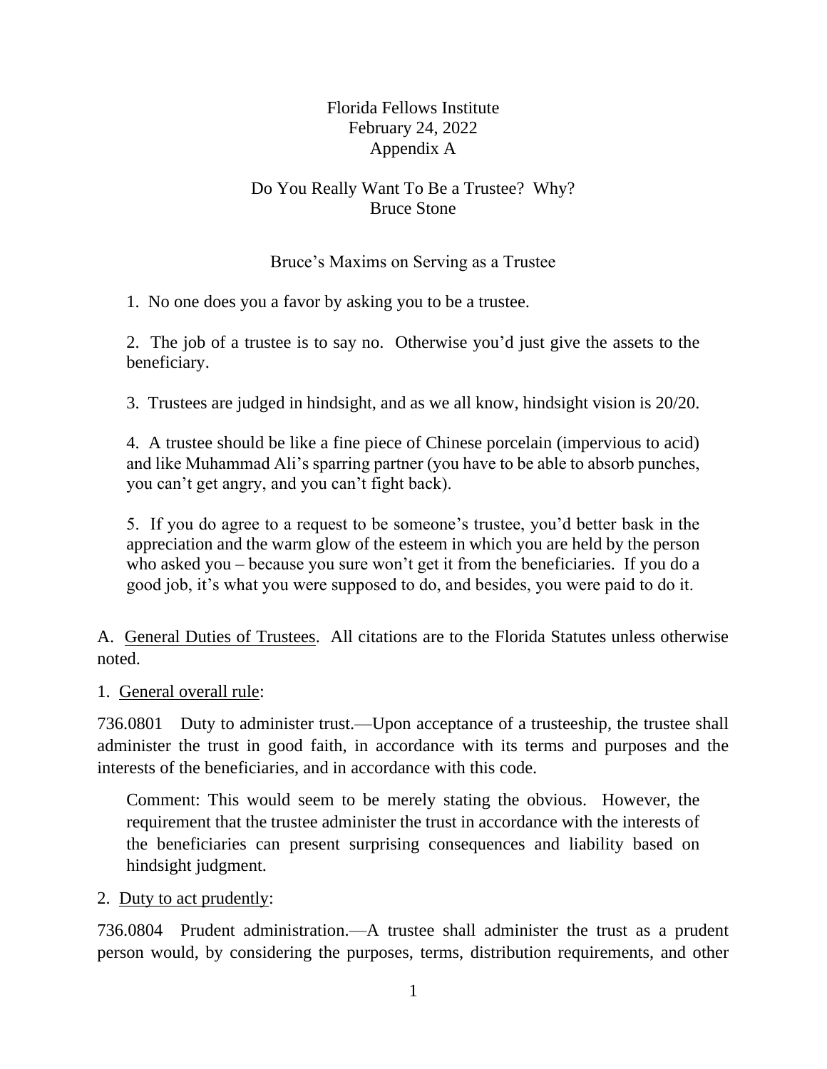Florida Fellows Institute
February 24, 2022
Appendix A

# Do You Really Want To Be a Trustee? Why?

Bruce Stone

## Bruce's Maxims on Serving as a Trustee

1. No one does you a favor by asking you to be a trustee.

2. The job of a trustee is to say no. Otherwise you'd just give the assets to the beneficiary.

3. Trustees are judged in hindsight, and as we all know, hindsight vision is 20/20.

4. A trustee should be like a fine piece of Chinese porcelain (impervious to acid) and like Muhammad Ali's sparring partner (you have to be able to absorb punches, you can't get angry, and you can't fight back).

5. If you do agree to a request to be someone's trustee, you'd better bask in the appreciation and the warm glow of the esteem in which you are held by the person who asked you – because you sure won't get it from the beneficiaries. If you do a good job, it's what you were supposed to do, and besides, you were paid to do it.

A. <u>General Duties of Trustees</u>. All citations are to the Florida Statutes unless otherwise noted.

1. <u>General overall rule</u>:

736.0801 Duty to administer trust.—Upon acceptance of a trusteeship, the trustee shall administer the trust in good faith, in accordance with its terms and purposes and the interests of the beneficiaries, and in accordance with this code.

> Comment: This would seem to be merely stating the obvious. However, the requirement that the trustee administer the trust in accordance with the interests of the beneficiaries can present surprising consequences and liability based on hindsight judgment.

2. <u>Duty to act prudently</u>:

736.0804 Prudent administration.—A trustee shall administer the trust as a prudent person would, by considering the purposes, terms, distribution requirements, and other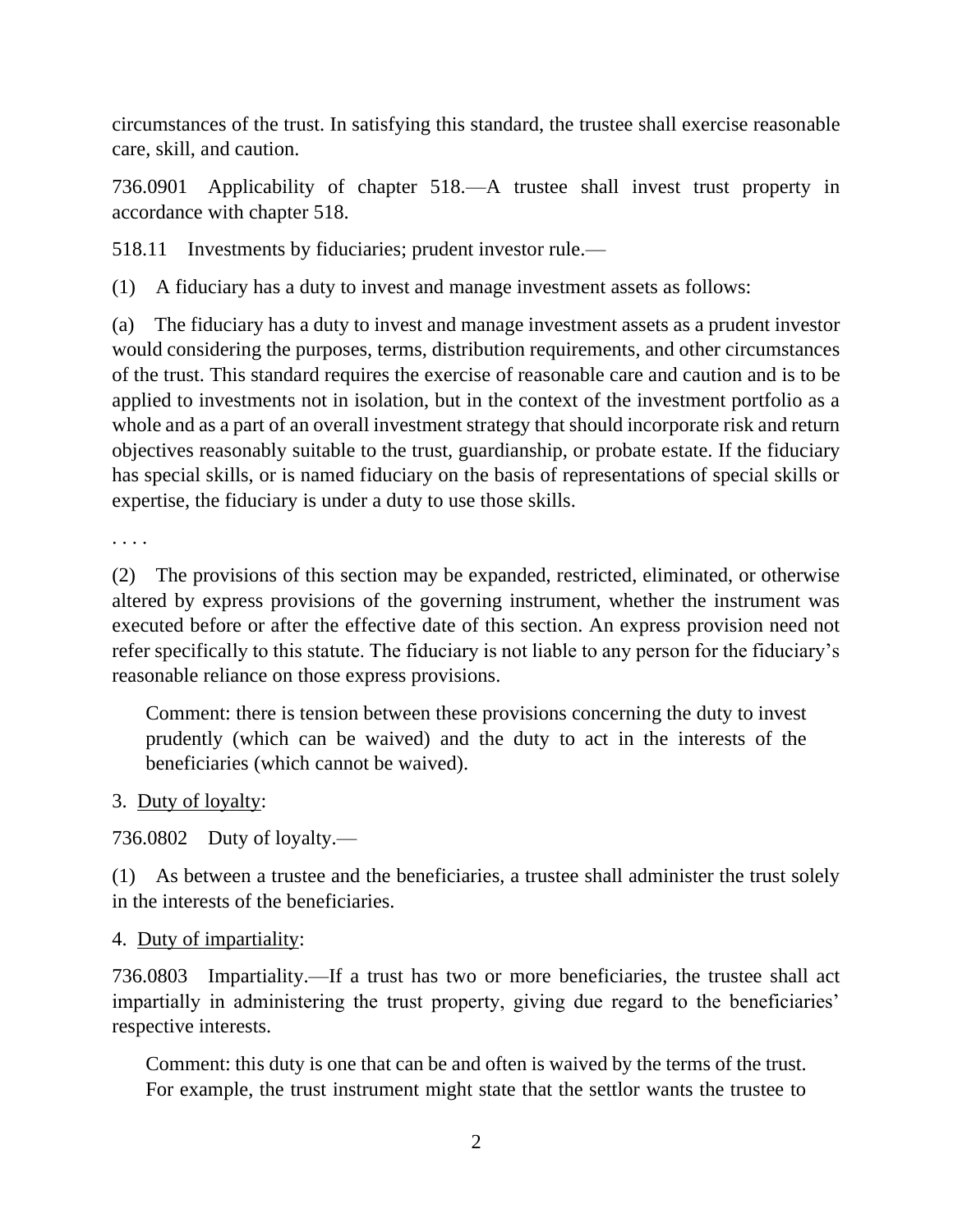circumstances of the trust. In satisfying this standard, the trustee shall exercise reasonable care, skill, and caution.

736.0901 Applicability of chapter 518.—A trustee shall invest trust property in accordance with chapter 518.

518.11 Investments by fiduciaries; prudent investor rule.—

(1) A fiduciary has a duty to invest and manage investment assets as follows:

(a) The fiduciary has a duty to invest and manage investment assets as a prudent investor would considering the purposes, terms, distribution requirements, and other circumstances of the trust. This standard requires the exercise of reasonable care and caution and is to be applied to investments not in isolation, but in the context of the investment portfolio as a whole and as a part of an overall investment strategy that should incorporate risk and return objectives reasonably suitable to the trust, guardianship, or probate estate. If the fiduciary has special skills, or is named fiduciary on the basis of representations of special skills or expertise, the fiduciary is under a duty to use those skills.

. . . .

(2) The provisions of this section may be expanded, restricted, eliminated, or otherwise altered by express provisions of the governing instrument, whether the instrument was executed before or after the effective date of this section. An express provision need not refer specifically to this statute. The fiduciary is not liable to any person for the fiduciary's reasonable reliance on those express provisions.

> Comment: there is tension between these provisions concerning the duty to invest prudently (which can be waived) and the duty to act in the interests of the beneficiaries (which cannot be waived).

3. <u>Duty of loyalty</u>:

736.0802 Duty of loyalty.—

(1) As between a trustee and the beneficiaries, a trustee shall administer the trust solely in the interests of the beneficiaries.

4. <u>Duty of impartiality</u>:

736.0803 Impartiality.—If a trust has two or more beneficiaries, the trustee shall act impartially in administering the trust property, giving due regard to the beneficiaries' respective interests.

> Comment: this duty is one that can be and often is waived by the terms of the trust. For example, the trust instrument might state that the settlor wants the trustee to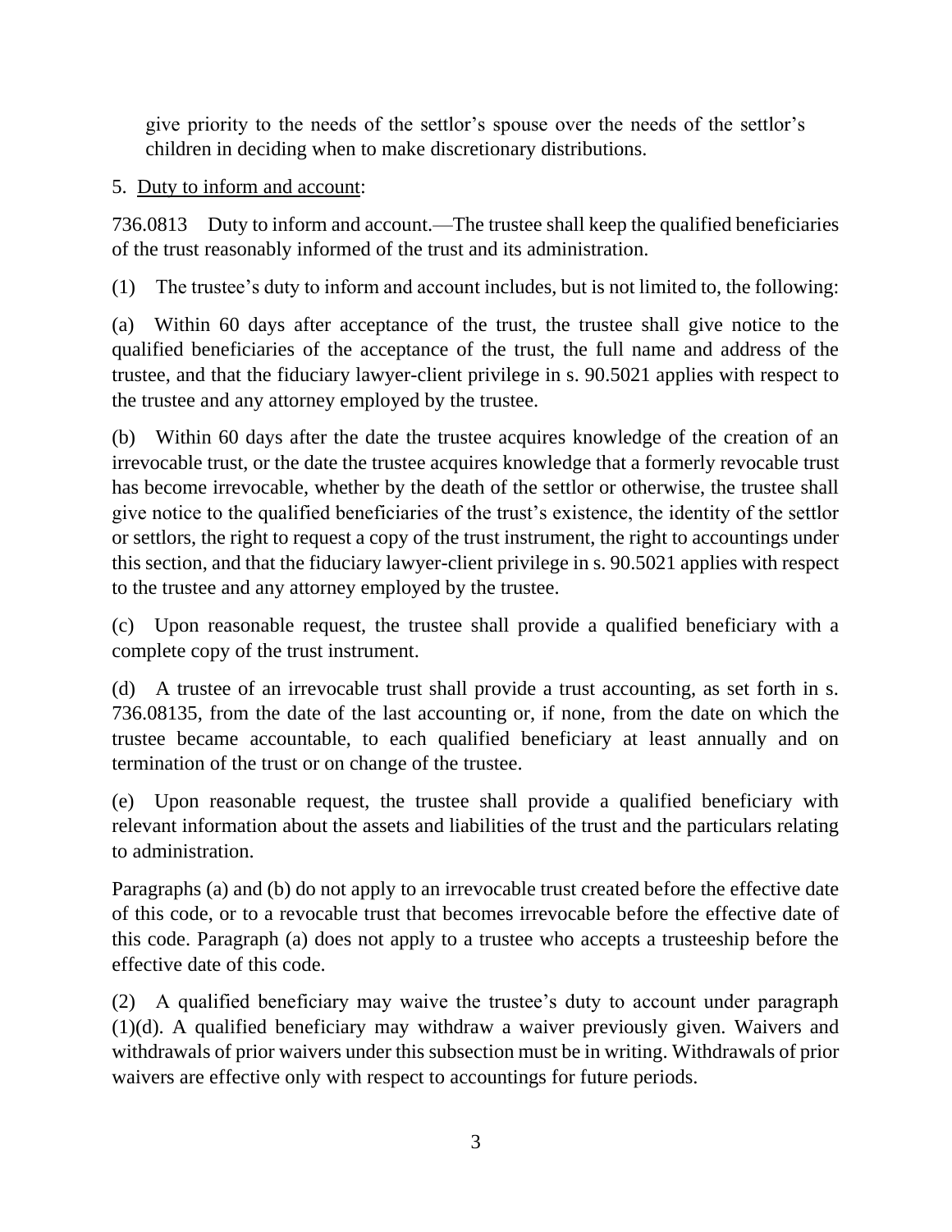give priority to the needs of the settlor’s spouse over the needs of the settlor’s children in deciding when to make discretionary distributions.

5. <u>Duty to inform and account</u>:

736.0813  Duty to inform and account.—The trustee shall keep the qualified beneficiaries of the trust reasonably informed of the trust and its administration.

(1)  The trustee’s duty to inform and account includes, but is not limited to, the following:

(a)  Within 60 days after acceptance of the trust, the trustee shall give notice to the qualified beneficiaries of the acceptance of the trust, the full name and address of the trustee, and that the fiduciary lawyer-client privilege in s. 90.5021 applies with respect to the trustee and any attorney employed by the trustee.

(b)  Within 60 days after the date the trustee acquires knowledge of the creation of an irrevocable trust, or the date the trustee acquires knowledge that a formerly revocable trust has become irrevocable, whether by the death of the settlor or otherwise, the trustee shall give notice to the qualified beneficiaries of the trust’s existence, the identity of the settlor or settlors, the right to request a copy of the trust instrument, the right to accountings under this section, and that the fiduciary lawyer-client privilege in s. 90.5021 applies with respect to the trustee and any attorney employed by the trustee.

(c)  Upon reasonable request, the trustee shall provide a qualified beneficiary with a complete copy of the trust instrument.

(d)  A trustee of an irrevocable trust shall provide a trust accounting, as set forth in s. 736.08135, from the date of the last accounting or, if none, from the date on which the trustee became accountable, to each qualified beneficiary at least annually and on termination of the trust or on change of the trustee.

(e)  Upon reasonable request, the trustee shall provide a qualified beneficiary with relevant information about the assets and liabilities of the trust and the particulars relating to administration.

Paragraphs (a) and (b) do not apply to an irrevocable trust created before the effective date of this code, or to a revocable trust that becomes irrevocable before the effective date of this code. Paragraph (a) does not apply to a trustee who accepts a trusteeship before the effective date of this code.

(2)  A qualified beneficiary may waive the trustee’s duty to account under paragraph (1)(d). A qualified beneficiary may withdraw a waiver previously given. Waivers and withdrawals of prior waivers under this subsection must be in writing. Withdrawals of prior waivers are effective only with respect to accountings for future periods.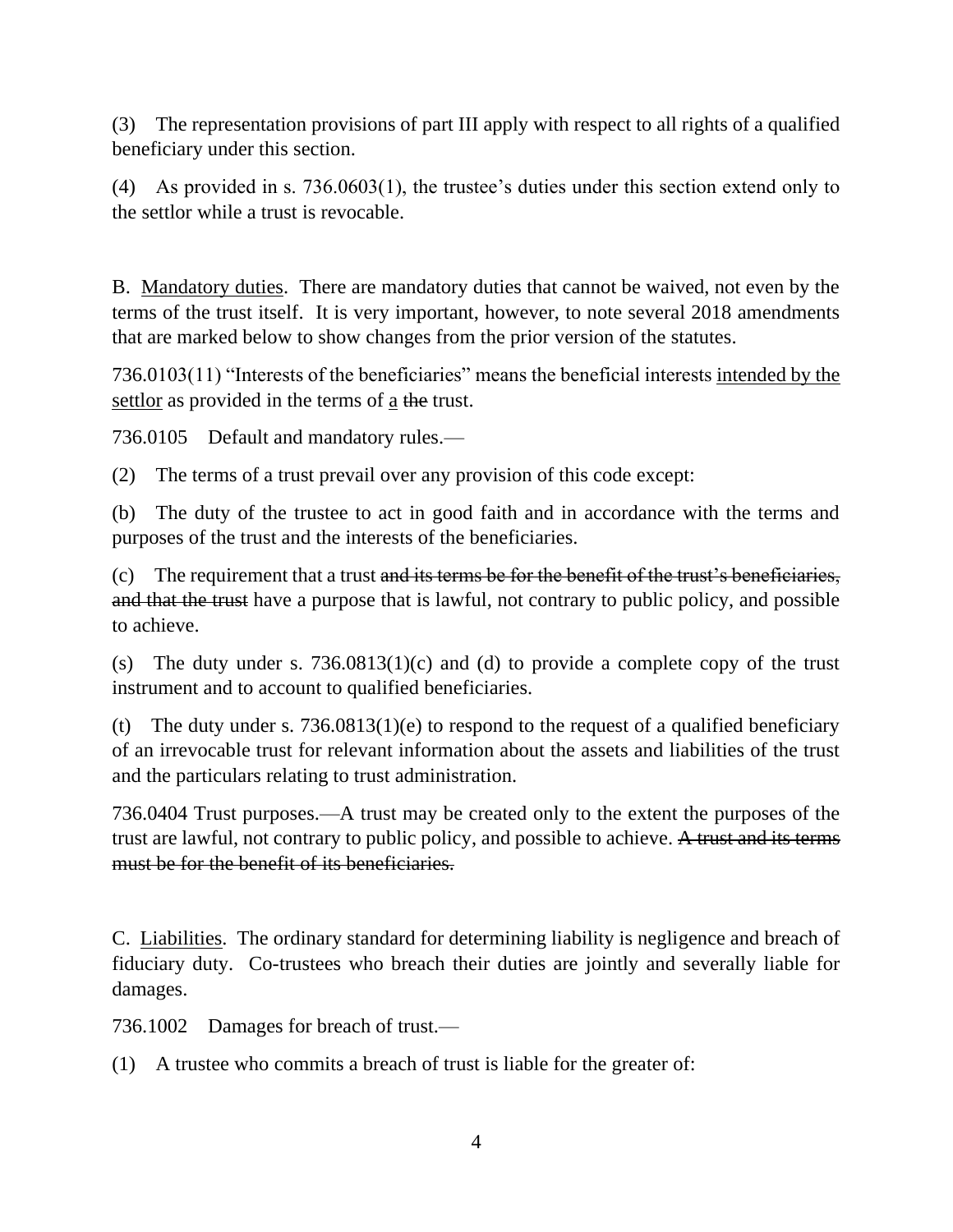(3) The representation provisions of part III apply with respect to all rights of a qualified beneficiary under this section.

(4) As provided in s. 736.0603(1), the trustee's duties under this section extend only to the settlor while a trust is revocable.

B. <u>Mandatory duties</u>. There are mandatory duties that cannot be waived, not even by the terms of the trust itself. It is very important, however, to note several 2018 amendments that are marked below to show changes from the prior version of the statutes.

736.0103(11) "Interests of the beneficiaries" means the beneficial interests <u>intended by the settlor</u> as provided in the terms of <u>a</u> ~~the~~ trust.

736.0105 Default and mandatory rules.—

(2) The terms of a trust prevail over any provision of this code except:

(b) The duty of the trustee to act in good faith and in accordance with the terms and purposes of the trust and the interests of the beneficiaries.

(c) The requirement that a trust ~~and its terms be for the benefit of the trust's beneficiaries, and that the trust~~ have a purpose that is lawful, not contrary to public policy, and possible to achieve.

(s) The duty under s. 736.0813(1)(c) and (d) to provide a complete copy of the trust instrument and to account to qualified beneficiaries.

(t) The duty under s. 736.0813(1)(e) to respond to the request of a qualified beneficiary of an irrevocable trust for relevant information about the assets and liabilities of the trust and the particulars relating to trust administration.

736.0404 Trust purposes.—A trust may be created only to the extent the purposes of the trust are lawful, not contrary to public policy, and possible to achieve. ~~A trust and its terms must be for the benefit of its beneficiaries.~~

C. <u>Liabilities</u>. The ordinary standard for determining liability is negligence and breach of fiduciary duty. Co-trustees who breach their duties are jointly and severally liable for damages.

736.1002 Damages for breach of trust.—

(1) A trustee who commits a breach of trust is liable for the greater of: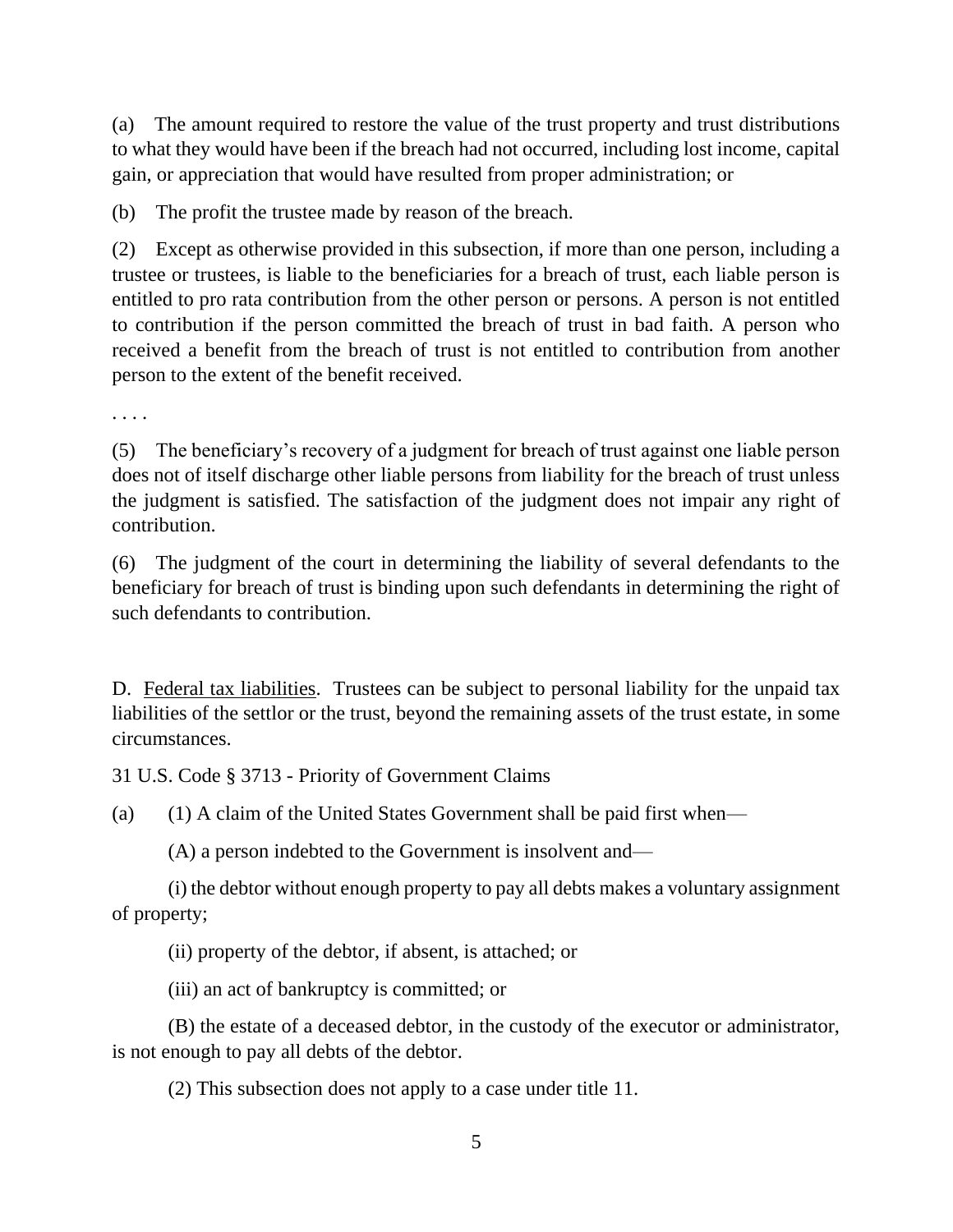(a) The amount required to restore the value of the trust property and trust distributions to what they would have been if the breach had not occurred, including lost income, capital gain, or appreciation that would have resulted from proper administration; or

(b) The profit the trustee made by reason of the breach.

(2) Except as otherwise provided in this subsection, if more than one person, including a trustee or trustees, is liable to the beneficiaries for a breach of trust, each liable person is entitled to pro rata contribution from the other person or persons. A person is not entitled to contribution if the person committed the breach of trust in bad faith. A person who received a benefit from the breach of trust is not entitled to contribution from another person to the extent of the benefit received.

. . . .

(5) The beneficiary's recovery of a judgment for breach of trust against one liable person does not of itself discharge other liable persons from liability for the breach of trust unless the judgment is satisfied. The satisfaction of the judgment does not impair any right of contribution.

(6) The judgment of the court in determining the liability of several defendants to the beneficiary for breach of trust is binding upon such defendants in determining the right of such defendants to contribution.

D. <u>Federal tax liabilities</u>. Trustees can be subject to personal liability for the unpaid tax liabilities of the settlor or the trust, beyond the remaining assets of the trust estate, in some circumstances.

31 U.S. Code § 3713 - Priority of Government Claims

(a) (1) A claim of the United States Government shall be paid first when—

(A) a person indebted to the Government is insolvent and—

(i) the debtor without enough property to pay all debts makes a voluntary assignment of property;

(ii) property of the debtor, if absent, is attached; or

(iii) an act of bankruptcy is committed; or

(B) the estate of a deceased debtor, in the custody of the executor or administrator, is not enough to pay all debts of the debtor.

(2) This subsection does not apply to a case under title 11.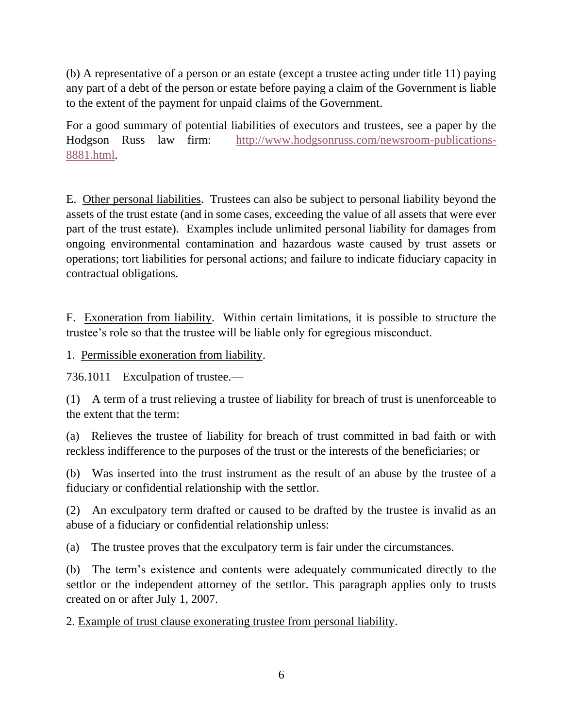(b) A representative of a person or an estate (except a trustee acting under title 11) paying any part of a debt of the person or estate before paying a claim of the Government is liable to the extent of the payment for unpaid claims of the Government.

For a good summary of potential liabilities of executors and trustees, see a paper by the Hodgson Russ law firm: [http://www.hodgsonruss.com/newsroom-publications-8881.html](http://www.hodgsonruss.com/newsroom-publications-8881.html).

E. <u>Other personal liabilities</u>. Trustees can also be subject to personal liability beyond the assets of the trust estate (and in some cases, exceeding the value of all assets that were ever part of the trust estate). Examples include unlimited personal liability for damages from ongoing environmental contamination and hazardous waste caused by trust assets or operations; tort liabilities for personal actions; and failure to indicate fiduciary capacity in contractual obligations.

F. <u>Exoneration from liability</u>. Within certain limitations, it is possible to structure the trustee's role so that the trustee will be liable only for egregious misconduct.

1. <u>Permissible exoneration from liability</u>.

736.1011 Exculpation of trustee.—

(1) A term of a trust relieving a trustee of liability for breach of trust is unenforceable to the extent that the term:

(a) Relieves the trustee of liability for breach of trust committed in bad faith or with reckless indifference to the purposes of the trust or the interests of the beneficiaries; or

(b) Was inserted into the trust instrument as the result of an abuse by the trustee of a fiduciary or confidential relationship with the settlor.

(2) An exculpatory term drafted or caused to be drafted by the trustee is invalid as an abuse of a fiduciary or confidential relationship unless:

(a) The trustee proves that the exculpatory term is fair under the circumstances.

(b) The term's existence and contents were adequately communicated directly to the settlor or the independent attorney of the settlor. This paragraph applies only to trusts created on or after July 1, 2007.

2. <u>Example of trust clause exonerating trustee from personal liability</u>.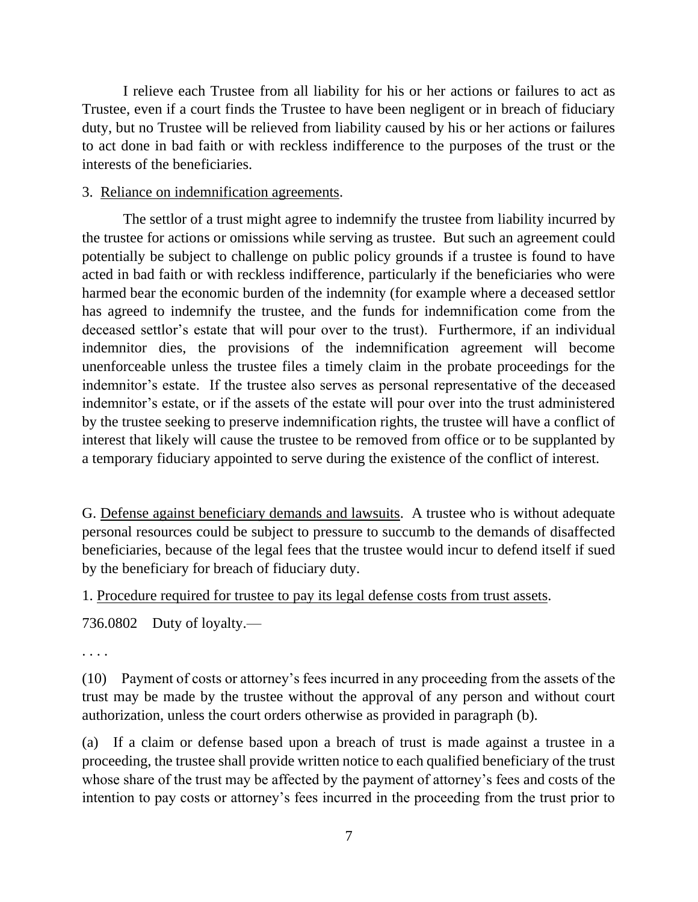I relieve each Trustee from all liability for his or her actions or failures to act as Trustee, even if a court finds the Trustee to have been negligent or in breach of fiduciary duty, but no Trustee will be relieved from liability caused by his or her actions or failures to act done in bad faith or with reckless indifference to the purposes of the trust or the interests of the beneficiaries.

3. <u>Reliance on indemnification agreements</u>.

The settlor of a trust might agree to indemnify the trustee from liability incurred by the trustee for actions or omissions while serving as trustee. But such an agreement could potentially be subject to challenge on public policy grounds if a trustee is found to have acted in bad faith or with reckless indifference, particularly if the beneficiaries who were harmed bear the economic burden of the indemnity (for example where a deceased settlor has agreed to indemnify the trustee, and the funds for indemnification come from the deceased settlor's estate that will pour over to the trust). Furthermore, if an individual indemnitor dies, the provisions of the indemnification agreement will become unenforceable unless the trustee files a timely claim in the probate proceedings for the indemnitor's estate. If the trustee also serves as personal representative of the deceased indemnitor's estate, or if the assets of the estate will pour over into the trust administered by the trustee seeking to preserve indemnification rights, the trustee will have a conflict of interest that likely will cause the trustee to be removed from office or to be supplanted by a temporary fiduciary appointed to serve during the existence of the conflict of interest.

G. <u>Defense against beneficiary demands and lawsuits</u>. A trustee who is without adequate personal resources could be subject to pressure to succumb to the demands of disaffected beneficiaries, because of the legal fees that the trustee would incur to defend itself if sued by the beneficiary for breach of fiduciary duty.

1. <u>Procedure required for trustee to pay its legal defense costs from trust assets</u>.

736.0802 Duty of loyalty.—

. . . .

(10) Payment of costs or attorney's fees incurred in any proceeding from the assets of the trust may be made by the trustee without the approval of any person and without court authorization, unless the court orders otherwise as provided in paragraph (b).

(a) If a claim or defense based upon a breach of trust is made against a trustee in a proceeding, the trustee shall provide written notice to each qualified beneficiary of the trust whose share of the trust may be affected by the payment of attorney's fees and costs of the intention to pay costs or attorney's fees incurred in the proceeding from the trust prior to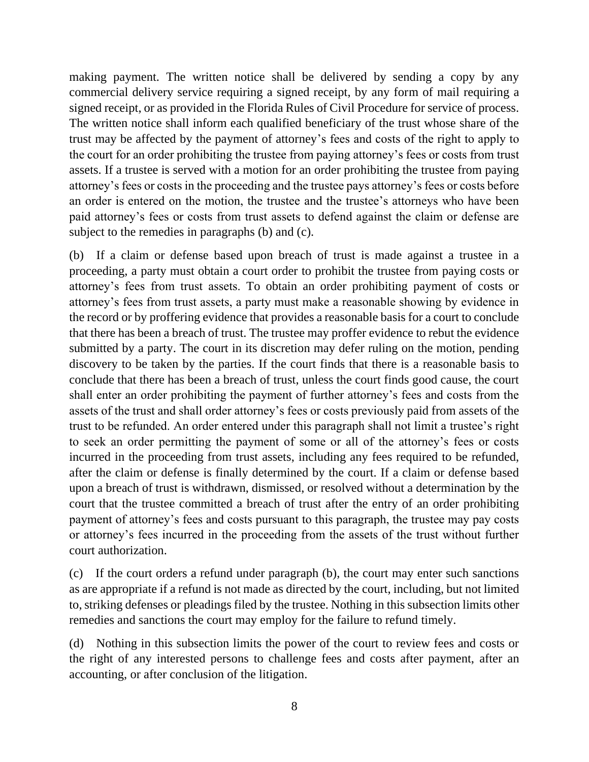making payment. The written notice shall be delivered by sending a copy by any commercial delivery service requiring a signed receipt, by any form of mail requiring a signed receipt, or as provided in the Florida Rules of Civil Procedure for service of process. The written notice shall inform each qualified beneficiary of the trust whose share of the trust may be affected by the payment of attorney's fees and costs of the right to apply to the court for an order prohibiting the trustee from paying attorney's fees or costs from trust assets. If a trustee is served with a motion for an order prohibiting the trustee from paying attorney's fees or costs in the proceeding and the trustee pays attorney's fees or costs before an order is entered on the motion, the trustee and the trustee's attorneys who have been paid attorney's fees or costs from trust assets to defend against the claim or defense are subject to the remedies in paragraphs (b) and (c).

(b) If a claim or defense based upon breach of trust is made against a trustee in a proceeding, a party must obtain a court order to prohibit the trustee from paying costs or attorney's fees from trust assets. To obtain an order prohibiting payment of costs or attorney's fees from trust assets, a party must make a reasonable showing by evidence in the record or by proffering evidence that provides a reasonable basis for a court to conclude that there has been a breach of trust. The trustee may proffer evidence to rebut the evidence submitted by a party. The court in its discretion may defer ruling on the motion, pending discovery to be taken by the parties. If the court finds that there is a reasonable basis to conclude that there has been a breach of trust, unless the court finds good cause, the court shall enter an order prohibiting the payment of further attorney's fees and costs from the assets of the trust and shall order attorney's fees or costs previously paid from assets of the trust to be refunded. An order entered under this paragraph shall not limit a trustee's right to seek an order permitting the payment of some or all of the attorney's fees or costs incurred in the proceeding from trust assets, including any fees required to be refunded, after the claim or defense is finally determined by the court. If a claim or defense based upon a breach of trust is withdrawn, dismissed, or resolved without a determination by the court that the trustee committed a breach of trust after the entry of an order prohibiting payment of attorney's fees and costs pursuant to this paragraph, the trustee may pay costs or attorney's fees incurred in the proceeding from the assets of the trust without further court authorization.

(c) If the court orders a refund under paragraph (b), the court may enter such sanctions as are appropriate if a refund is not made as directed by the court, including, but not limited to, striking defenses or pleadings filed by the trustee. Nothing in this subsection limits other remedies and sanctions the court may employ for the failure to refund timely.

(d) Nothing in this subsection limits the power of the court to review fees and costs or the right of any interested persons to challenge fees and costs after payment, after an accounting, or after conclusion of the litigation.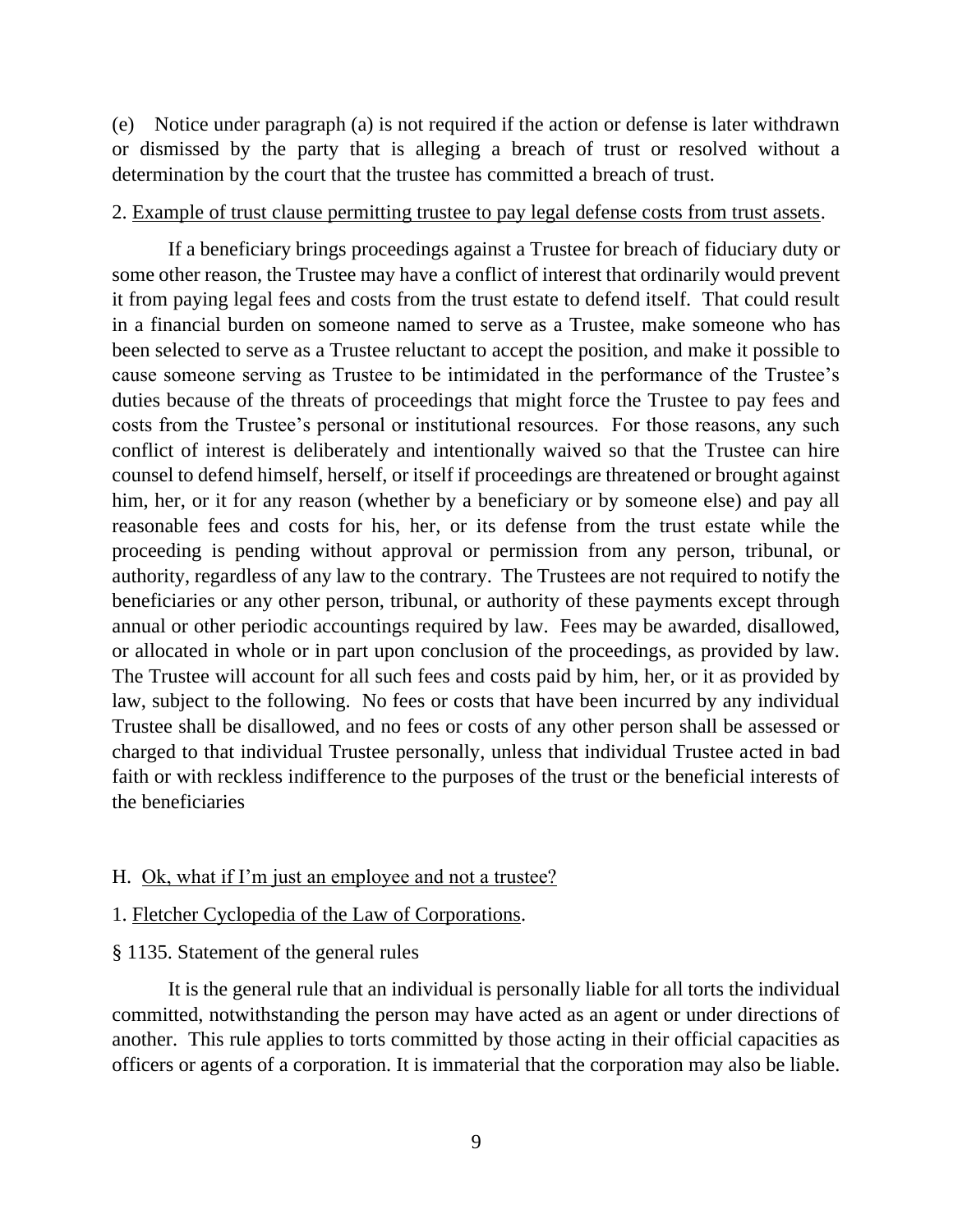(e) Notice under paragraph (a) is not required if the action or defense is later withdrawn or dismissed by the party that is alleging a breach of trust or resolved without a determination by the court that the trustee has committed a breach of trust.

2. <u>Example of trust clause permitting trustee to pay legal defense costs from trust assets</u>.

If a beneficiary brings proceedings against a Trustee for breach of fiduciary duty or some other reason, the Trustee may have a conflict of interest that ordinarily would prevent it from paying legal fees and costs from the trust estate to defend itself. That could result in a financial burden on someone named to serve as a Trustee, make someone who has been selected to serve as a Trustee reluctant to accept the position, and make it possible to cause someone serving as Trustee to be intimidated in the performance of the Trustee's duties because of the threats of proceedings that might force the Trustee to pay fees and costs from the Trustee's personal or institutional resources. For those reasons, any such conflict of interest is deliberately and intentionally waived so that the Trustee can hire counsel to defend himself, herself, or itself if proceedings are threatened or brought against him, her, or it for any reason (whether by a beneficiary or by someone else) and pay all reasonable fees and costs for his, her, or its defense from the trust estate while the proceeding is pending without approval or permission from any person, tribunal, or authority, regardless of any law to the contrary. The Trustees are not required to notify the beneficiaries or any other person, tribunal, or authority of these payments except through annual or other periodic accountings required by law. Fees may be awarded, disallowed, or allocated in whole or in part upon conclusion of the proceedings, as provided by law. The Trustee will account for all such fees and costs paid by him, her, or it as provided by law, subject to the following. No fees or costs that have been incurred by any individual Trustee shall be disallowed, and no fees or costs of any other person shall be assessed or charged to that individual Trustee personally, unless that individual Trustee acted in bad faith or with reckless indifference to the purposes of the trust or the beneficial interests of the beneficiaries

H. <u>Ok, what if I'm just an employee and not a trustee?</u>

1. <u>Fletcher Cyclopedia of the Law of Corporations</u>.

§ 1135. Statement of the general rules

It is the general rule that an individual is personally liable for all torts the individual committed, notwithstanding the person may have acted as an agent or under directions of another. This rule applies to torts committed by those acting in their official capacities as officers or agents of a corporation. It is immaterial that the corporation may also be liable.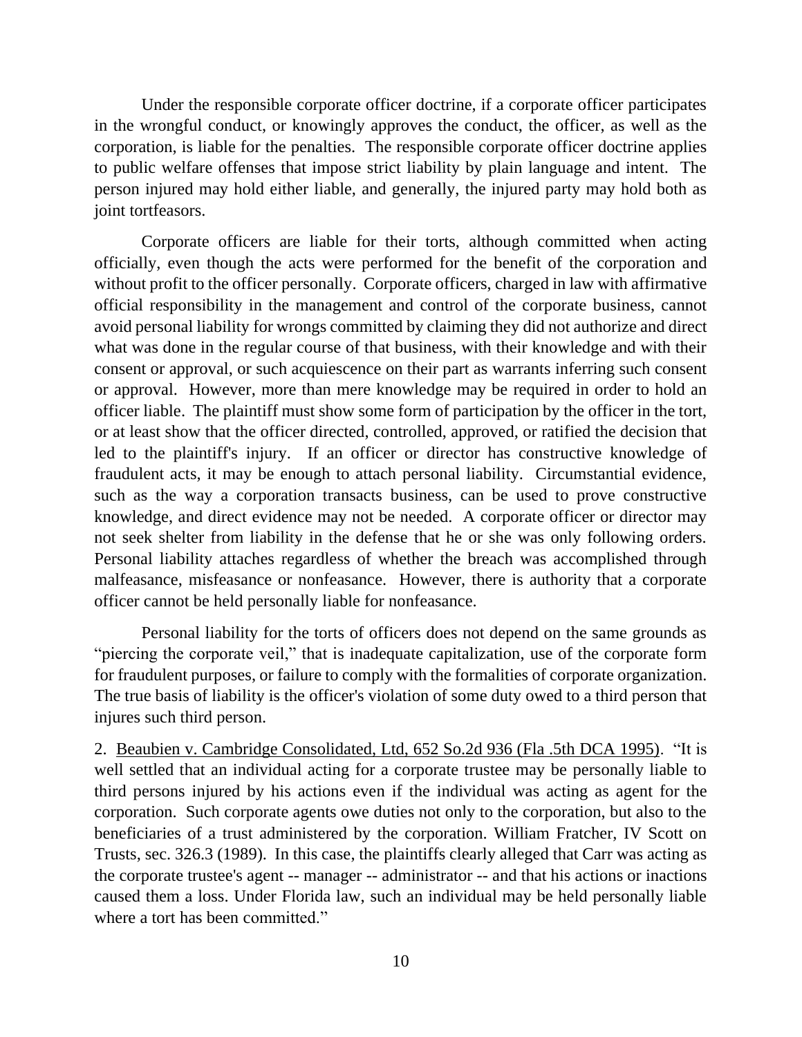Under the responsible corporate officer doctrine, if a corporate officer participates in the wrongful conduct, or knowingly approves the conduct, the officer, as well as the corporation, is liable for the penalties. The responsible corporate officer doctrine applies to public welfare offenses that impose strict liability by plain language and intent. The person injured may hold either liable, and generally, the injured party may hold both as joint tortfeasors.

Corporate officers are liable for their torts, although committed when acting officially, even though the acts were performed for the benefit of the corporation and without profit to the officer personally. Corporate officers, charged in law with affirmative official responsibility in the management and control of the corporate business, cannot avoid personal liability for wrongs committed by claiming they did not authorize and direct what was done in the regular course of that business, with their knowledge and with their consent or approval, or such acquiescence on their part as warrants inferring such consent or approval. However, more than mere knowledge may be required in order to hold an officer liable. The plaintiff must show some form of participation by the officer in the tort, or at least show that the officer directed, controlled, approved, or ratified the decision that led to the plaintiff's injury. If an officer or director has constructive knowledge of fraudulent acts, it may be enough to attach personal liability. Circumstantial evidence, such as the way a corporation transacts business, can be used to prove constructive knowledge, and direct evidence may not be needed. A corporate officer or director may not seek shelter from liability in the defense that he or she was only following orders. Personal liability attaches regardless of whether the breach was accomplished through malfeasance, misfeasance or nonfeasance. However, there is authority that a corporate officer cannot be held personally liable for nonfeasance.

Personal liability for the torts of officers does not depend on the same grounds as "piercing the corporate veil," that is inadequate capitalization, use of the corporate form for fraudulent purposes, or failure to comply with the formalities of corporate organization. The true basis of liability is the officer's violation of some duty owed to a third person that injures such third person.

2. Beaubien v. Cambridge Consolidated, Ltd, 652 So.2d 936 (Fla .5th DCA 1995). "It is well settled that an individual acting for a corporate trustee may be personally liable to third persons injured by his actions even if the individual was acting as agent for the corporation. Such corporate agents owe duties not only to the corporation, but also to the beneficiaries of a trust administered by the corporation. William Fratcher, IV Scott on Trusts, sec. 326.3 (1989). In this case, the plaintiffs clearly alleged that Carr was acting as the corporate trustee's agent -- manager -- administrator -- and that his actions or inactions caused them a loss. Under Florida law, such an individual may be held personally liable where a tort has been committed."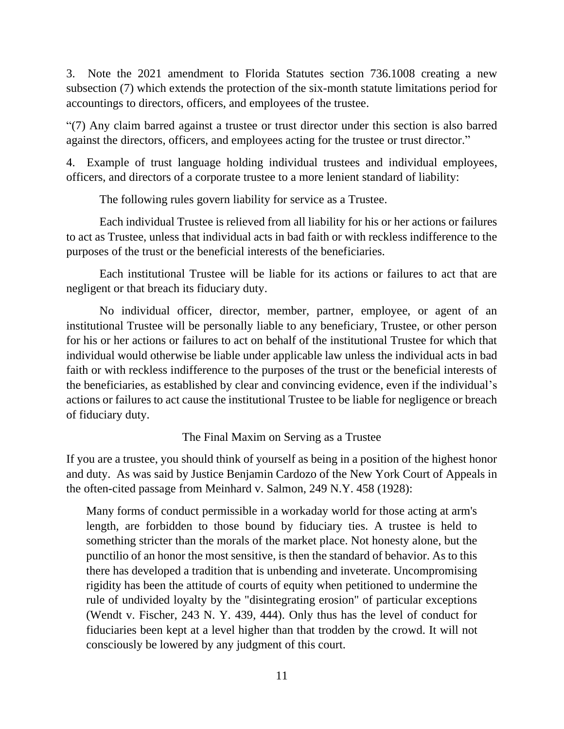3. Note the 2021 amendment to Florida Statutes section 736.1008 creating a new subsection (7) which extends the protection of the six-month statute limitations period for accountings to directors, officers, and employees of the trustee.

"(7) Any claim barred against a trustee or trust director under this section is also barred against the directors, officers, and employees acting for the trustee or trust director."

4. Example of trust language holding individual trustees and individual employees, officers, and directors of a corporate trustee to a more lenient standard of liability:

The following rules govern liability for service as a Trustee.

Each individual Trustee is relieved from all liability for his or her actions or failures to act as Trustee, unless that individual acts in bad faith or with reckless indifference to the purposes of the trust or the beneficial interests of the beneficiaries.

Each institutional Trustee will be liable for its actions or failures to act that are negligent or that breach its fiduciary duty.

No individual officer, director, member, partner, employee, or agent of an institutional Trustee will be personally liable to any beneficiary, Trustee, or other person for his or her actions or failures to act on behalf of the institutional Trustee for which that individual would otherwise be liable under applicable law unless the individual acts in bad faith or with reckless indifference to the purposes of the trust or the beneficial interests of the beneficiaries, as established by clear and convincing evidence, even if the individual's actions or failures to act cause the institutional Trustee to be liable for negligence or breach of fiduciary duty.

## The Final Maxim on Serving as a Trustee

If you are a trustee, you should think of yourself as being in a position of the highest honor and duty. As was said by Justice Benjamin Cardozo of the New York Court of Appeals in the often-cited passage from Meinhard v. Salmon, 249 N.Y. 458 (1928):

> Many forms of conduct permissible in a workaday world for those acting at arm's length, are forbidden to those bound by fiduciary ties. A trustee is held to something stricter than the morals of the market place. Not honesty alone, but the punctilio of an honor the most sensitive, is then the standard of behavior. As to this there has developed a tradition that is unbending and inveterate. Uncompromising rigidity has been the attitude of courts of equity when petitioned to undermine the rule of undivided loyalty by the "disintegrating erosion" of particular exceptions (Wendt v. Fischer, 243 N. Y. 439, 444). Only thus has the level of conduct for fiduciaries been kept at a level higher than that trodden by the crowd. It will not consciously be lowered by any judgment of this court.